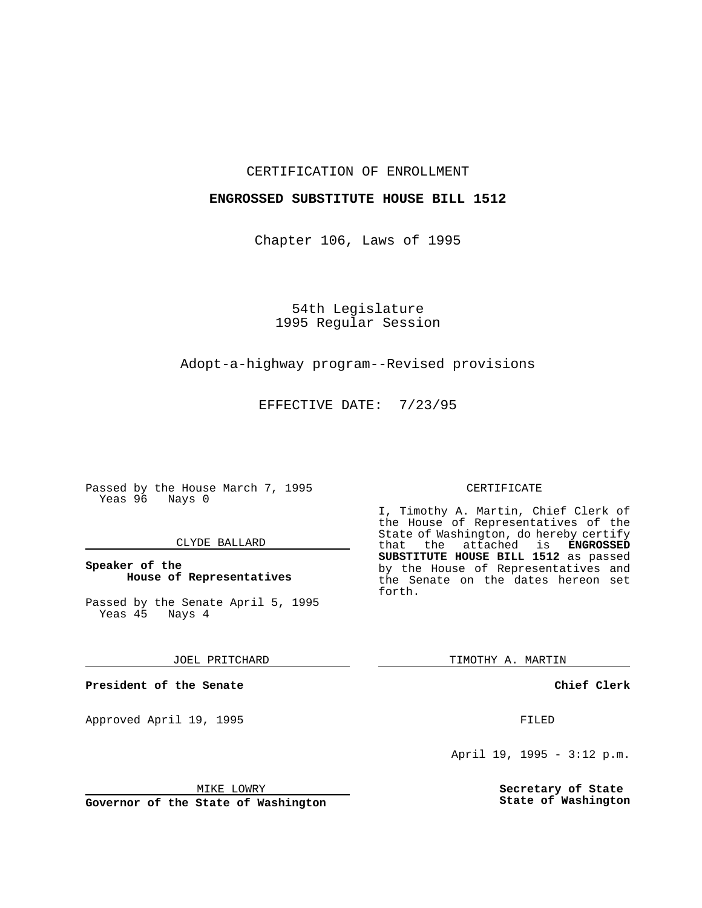CERTIFICATION OF ENROLLMENT

**ENGROSSED SUBSTITUTE HOUSE BILL 1512**

Chapter 106, Laws of 1995

54th Legislature
1995 Regular Session

Adopt-a-highway program--Revised provisions

EFFECTIVE DATE: 7/23/95

Passed by the House March 7, 1995
Yeas 96 Nays 0

CLYDE BALLARD

**Speaker of the House of Representatives**

Passed by the Senate April 5, 1995
Yeas 45 Nays 4

JOEL PRITCHARD

**President of the Senate**

Approved April 19, 1995

MIKE LOWRY

**Governor of the State of Washington**

CERTIFICATE

I, Timothy A. Martin, Chief Clerk of the House of Representatives of the State of Washington, do hereby certify that the attached is **ENGROSSED SUBSTITUTE HOUSE BILL 1512** as passed by the House of Representatives and the Senate on the dates hereon set forth.

TIMOTHY A. MARTIN

**Chief Clerk**

FILED

April 19, 1995 - 3:12 p.m.

**Secretary of State**
**State of Washington**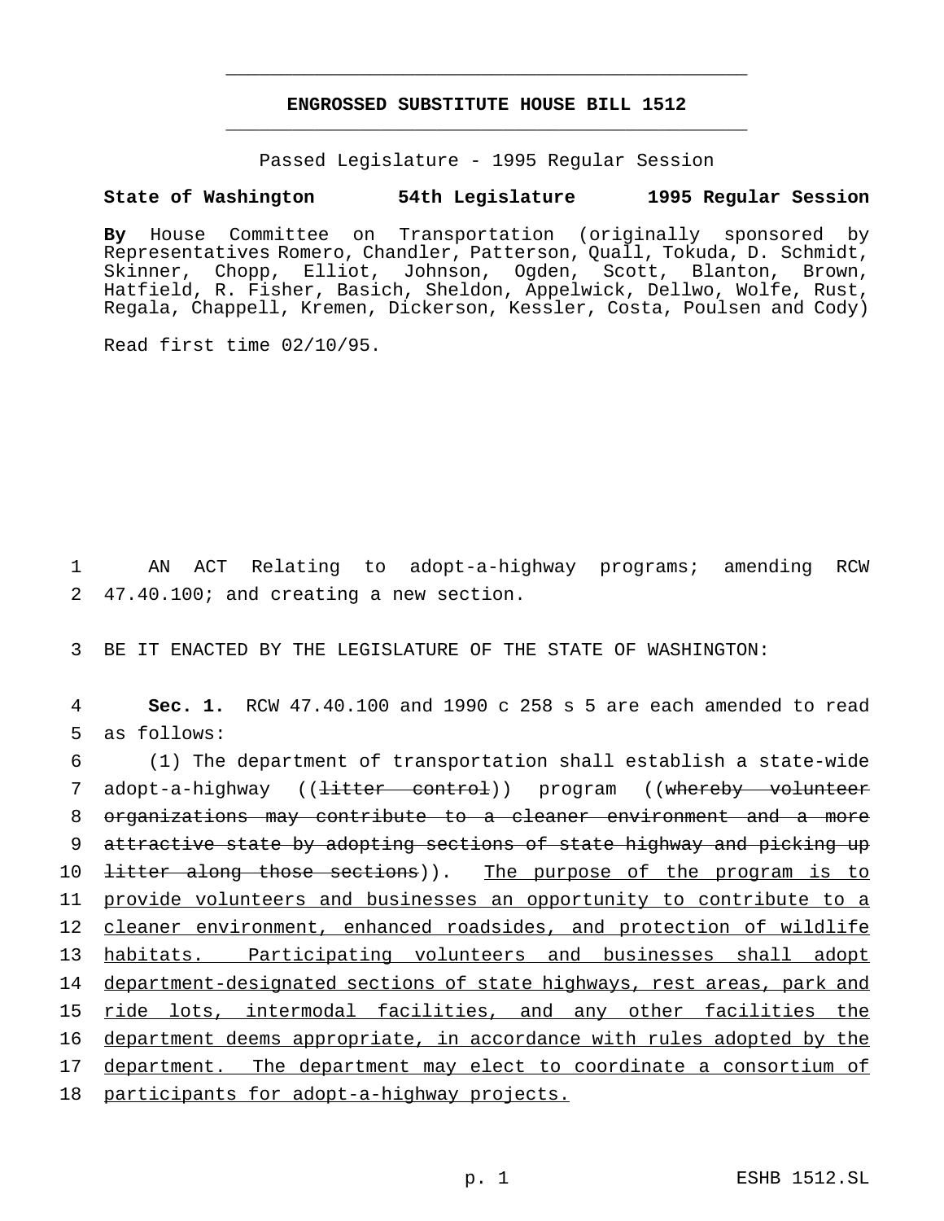# ENGROSSED SUBSTITUTE HOUSE BILL 1512

Passed Legislature - 1995 Regular Session

**State of Washington 54th Legislature 1995 Regular Session**

**By** House Committee on Transportation (originally sponsored by Representatives Romero, Chandler, Patterson, Quall, Tokuda, D. Schmidt, Skinner, Chopp, Elliot, Johnson, Ogden, Scott, Blanton, Brown, Hatfield, R. Fisher, Basich, Sheldon, Appelwick, Dellwo, Wolfe, Rust, Regala, Chappell, Kremen, Dickerson, Kessler, Costa, Poulsen and Cody)

Read first time 02/10/95.

1 AN ACT Relating to adopt-a-highway programs; amending RCW
2 47.40.100; and creating a new section.

3 BE IT ENACTED BY THE LEGISLATURE OF THE STATE OF WASHINGTON:

4 **Sec. 1.** RCW 47.40.100 and 1990 c 258 s 5 are each amended to read
5 as follows:

6 (1) The department of transportation shall establish a state-wide
7 adopt-a-highway ((~~litter control~~)) program ((~~whereby volunteer~~
8 ~~organizations may contribute to a cleaner environment and a more~~
9 ~~attractive state by adopting sections of state highway and picking up~~
10 ~~litter along those sections~~)). <u>The purpose of the program is to</u>
11 <u>provide volunteers and businesses an opportunity to contribute to a</u>
12 <u>cleaner environment, enhanced roadsides, and protection of wildlife</u>
13 <u>habitats. Participating volunteers and businesses shall adopt</u>
14 <u>department-designated sections of state highways, rest areas, park and</u>
15 <u>ride lots, intermodal facilities, and any other facilities the</u>
16 <u>department deems appropriate, in accordance with rules adopted by the</u>
17 <u>department. The department may elect to coordinate a consortium of</u>
18 <u>participants for adopt-a-highway projects.</u>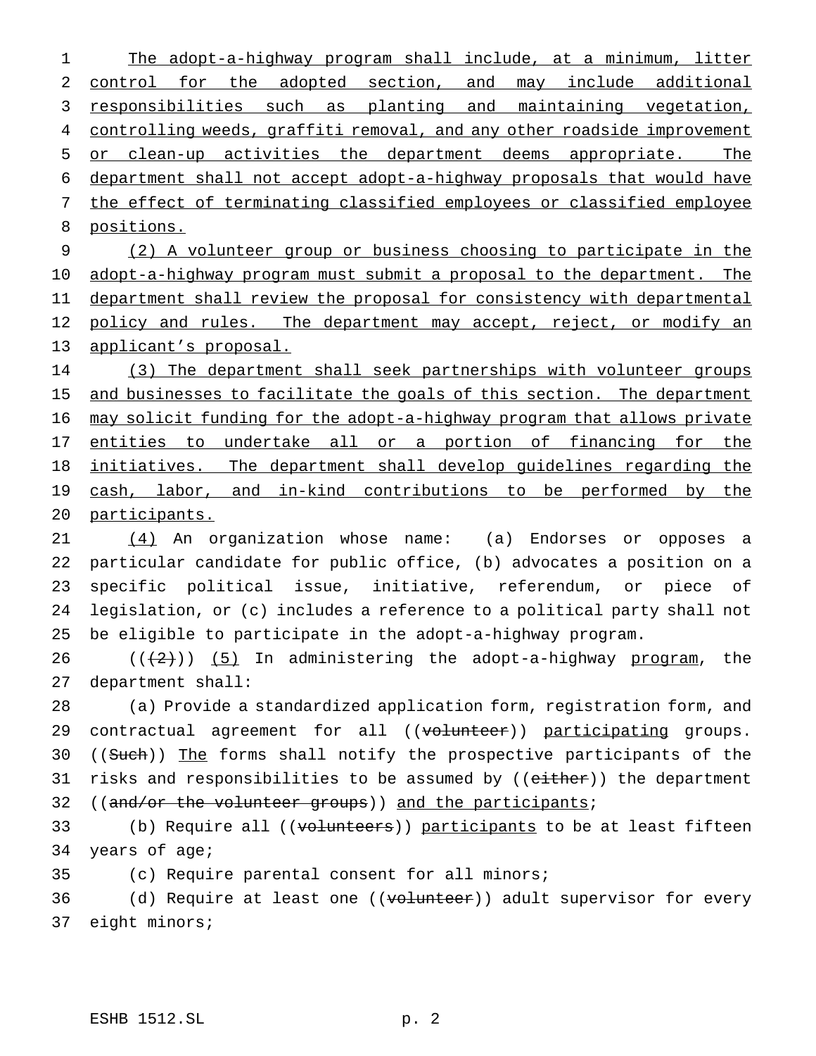The adopt-a-highway program shall include, at a minimum, litter control for the adopted section, and may include additional responsibilities such as planting and maintaining vegetation, controlling weeds, graffiti removal, and any other roadside improvement or clean-up activities the department deems appropriate. The department shall not accept adopt-a-highway proposals that would have the effect of terminating classified employees or classified employee positions.

(2) A volunteer group or business choosing to participate in the adopt-a-highway program must submit a proposal to the department. The department shall review the proposal for consistency with departmental policy and rules. The department may accept, reject, or modify an applicant's proposal.

(3) The department shall seek partnerships with volunteer groups and businesses to facilitate the goals of this section. The department may solicit funding for the adopt-a-highway program that allows private entities to undertake all or a portion of financing for the initiatives. The department shall develop guidelines regarding the cash, labor, and in-kind contributions to be performed by the participants.

(4) An organization whose name: (a) Endorses or opposes a particular candidate for public office, (b) advocates a position on a specific political issue, initiative, referendum, or piece of legislation, or (c) includes a reference to a political party shall not be eligible to participate in the adopt-a-highway program.

(((2))) (5) In administering the adopt-a-highway program, the department shall:

(a) Provide a standardized application form, registration form, and contractual agreement for all ((volunteer)) participating groups. ((Such)) The forms shall notify the prospective participants of the risks and responsibilities to be assumed by ((either)) the department ((and/or the volunteer groups)) and the participants;

(b) Require all ((volunteers)) participants to be at least fifteen years of age;

(c) Require parental consent for all minors;

(d) Require at least one ((volunteer)) adult supervisor for every eight minors;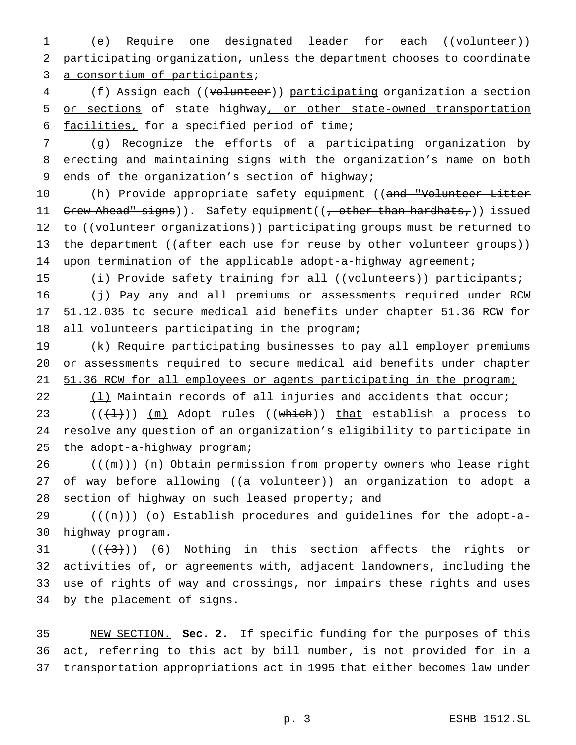(e) Require one designated leader for each ((~~volunteer~~)) <u>participating</u> organization<u>, unless the department chooses to coordinate a consortium of participants</u>;

(f) Assign each ((~~volunteer~~)) <u>participating</u> organization a section <u>or sections</u> of state highway<u>, or other state-owned transportation facilities,</u> for a specified period of time;

(g) Recognize the efforts of a participating organization by erecting and maintaining signs with the organization's name on both ends of the organization's section of highway;

(h) Provide appropriate safety equipment ((~~and "Volunteer Litter Crew Ahead" signs~~)). Safety equipment((~~, other than hardhats,~~)) issued to ((~~volunteer organizations~~)) <u>participating groups</u> must be returned to the department ((~~after each use for reuse by other volunteer groups~~)) <u>upon termination of the applicable adopt-a-highway agreement</u>;

(i) Provide safety training for all ((~~volunteers~~)) <u>participants</u>;

(j) Pay any and all premiums or assessments required under RCW 51.12.035 to secure medical aid benefits under chapter 51.36 RCW for all volunteers participating in the program;

(k) <u>Require participating businesses to pay all employer premiums or assessments required to secure medical aid benefits under chapter 51.36 RCW for all employees or agents participating in the program;</u>

<u>(l)</u> Maintain records of all injuries and accidents that occur;

((~~(l)~~)) <u>(m)</u> Adopt rules ((~~which~~)) <u>that</u> establish a process to resolve any question of an organization's eligibility to participate in the adopt-a-highway program;

((~~(m)~~)) <u>(n)</u> Obtain permission from property owners who lease right of way before allowing ((~~a volunteer~~)) <u>an</u> organization to adopt a section of highway on such leased property; and

((~~(n)~~)) <u>(o)</u> Establish procedures and guidelines for the adopt-a-highway program.

((~~(3)~~)) <u>(6)</u> Nothing in this section affects the rights or activities of, or agreements with, adjacent landowners, including the use of rights of way and crossings, nor impairs these rights and uses by the placement of signs.

<u>NEW SECTION.</u> **Sec. 2.** If specific funding for the purposes of this act, referring to this act by bill number, is not provided for in a transportation appropriations act in 1995 that either becomes law under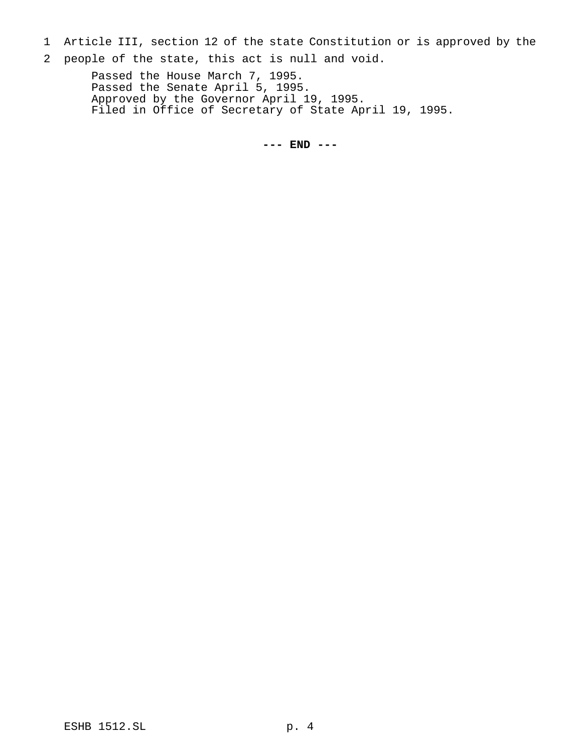Article III, section 12 of the state Constitution or is approved by the people of the state, this act is null and void.

Passed the House March 7, 1995.
Passed the Senate April 5, 1995.
Approved by the Governor April 19, 1995.
Filed in Office of Secretary of State April 19, 1995.

**--- END ---**